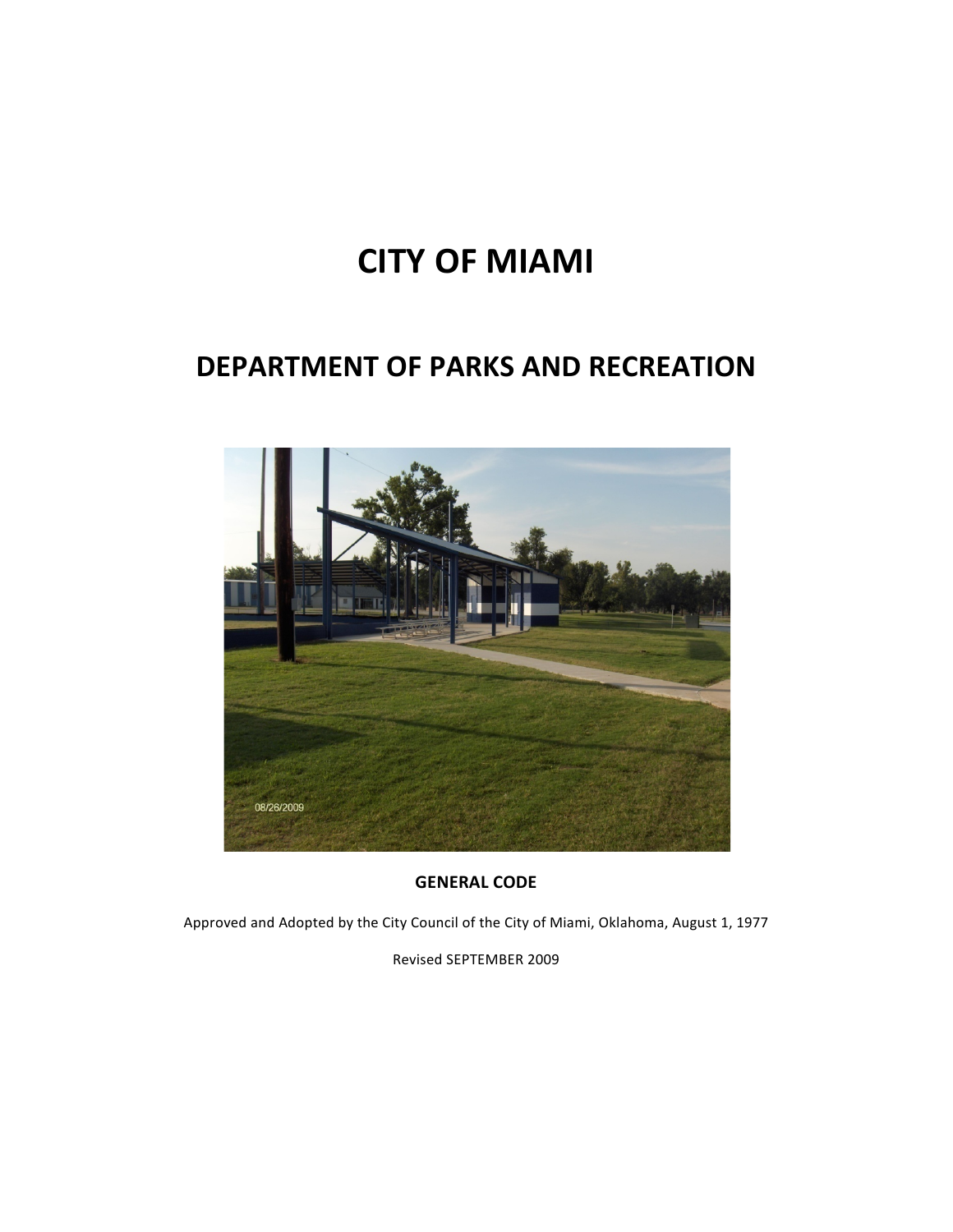# CITY OF MIAMI

## DEPARTMENT OF PARKS AND RECREATION

**GENERAL CODE**

Approved and Adopted by the City Council of the City of Miami, Oklahoma, August 1, 1977

Revised SEPTEMBER 2009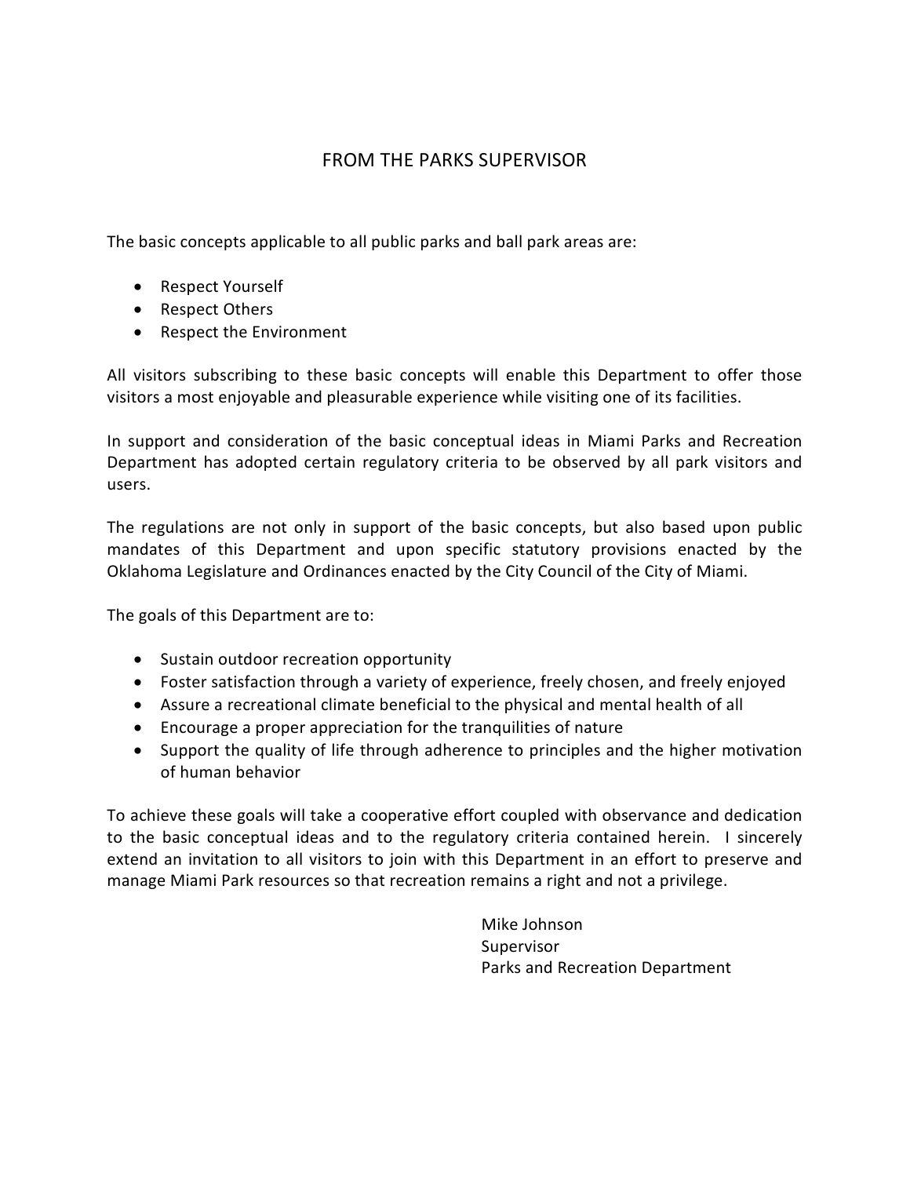## FROM THE PARKS SUPERVISOR

The basic concepts applicable to all public parks and ball park areas are:

- Respect Yourself
- Respect Others
- Respect the Environment

All visitors subscribing to these basic concepts will enable this Department to offer those visitors a most enjoyable and pleasurable experience while visiting one of its facilities.

In support and consideration of the basic conceptual ideas in Miami Parks and Recreation Department has adopted certain regulatory criteria to be observed by all park visitors and users.

The regulations are not only in support of the basic concepts, but also based upon public mandates of this Department and upon specific statutory provisions enacted by the Oklahoma Legislature and Ordinances enacted by the City Council of the City of Miami.

The goals of this Department are to:

- Sustain outdoor recreation opportunity
- Foster satisfaction through a variety of experience, freely chosen, and freely enjoyed
- Assure a recreational climate beneficial to the physical and mental health of all
- Encourage a proper appreciation for the tranquilities of nature
- Support the quality of life through adherence to principles and the higher motivation of human behavior

To achieve these goals will take a cooperative effort coupled with observance and dedication to the basic conceptual ideas and to the regulatory criteria contained herein. I sincerely extend an invitation to all visitors to join with this Department in an effort to preserve and manage Miami Park resources so that recreation remains a right and not a privilege.

Mike Johnson
Supervisor
Parks and Recreation Department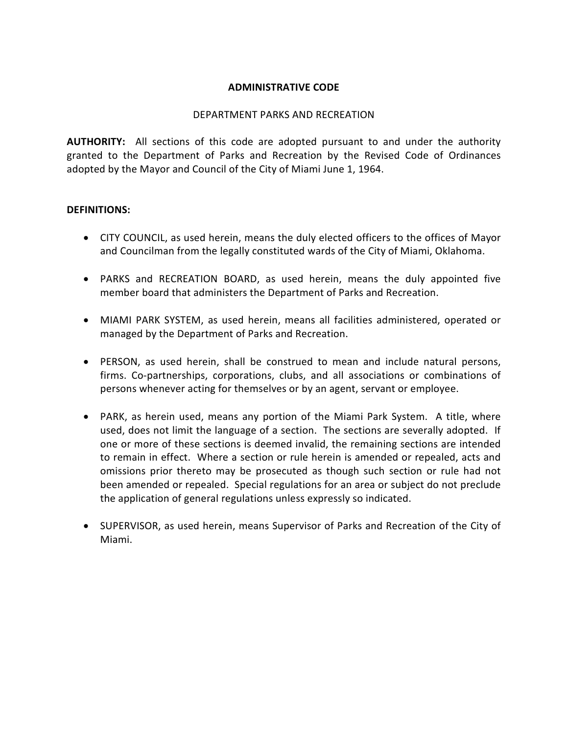# ADMINISTRATIVE CODE

## DEPARTMENT PARKS AND RECREATION

**AUTHORITY:** All sections of this code are adopted pursuant to and under the authority granted to the Department of Parks and Recreation by the Revised Code of Ordinances adopted by the Mayor and Council of the City of Miami June 1, 1964.

**DEFINITIONS:**

- CITY COUNCIL, as used herein, means the duly elected officers to the offices of Mayor and Councilman from the legally constituted wards of the City of Miami, Oklahoma.

- PARKS and RECREATION BOARD, as used herein, means the duly appointed five member board that administers the Department of Parks and Recreation.

- MIAMI PARK SYSTEM, as used herein, means all facilities administered, operated or managed by the Department of Parks and Recreation.

- PERSON, as used herein, shall be construed to mean and include natural persons, firms. Co-partnerships, corporations, clubs, and all associations or combinations of persons whenever acting for themselves or by an agent, servant or employee.

- PARK, as herein used, means any portion of the Miami Park System. A title, where used, does not limit the language of a section. The sections are severally adopted. If one or more of these sections is deemed invalid, the remaining sections are intended to remain in effect. Where a section or rule herein is amended or repealed, acts and omissions prior thereto may be prosecuted as though such section or rule had not been amended or repealed. Special regulations for an area or subject do not preclude the application of general regulations unless expressly so indicated.

- SUPERVISOR, as used herein, means Supervisor of Parks and Recreation of the City of Miami.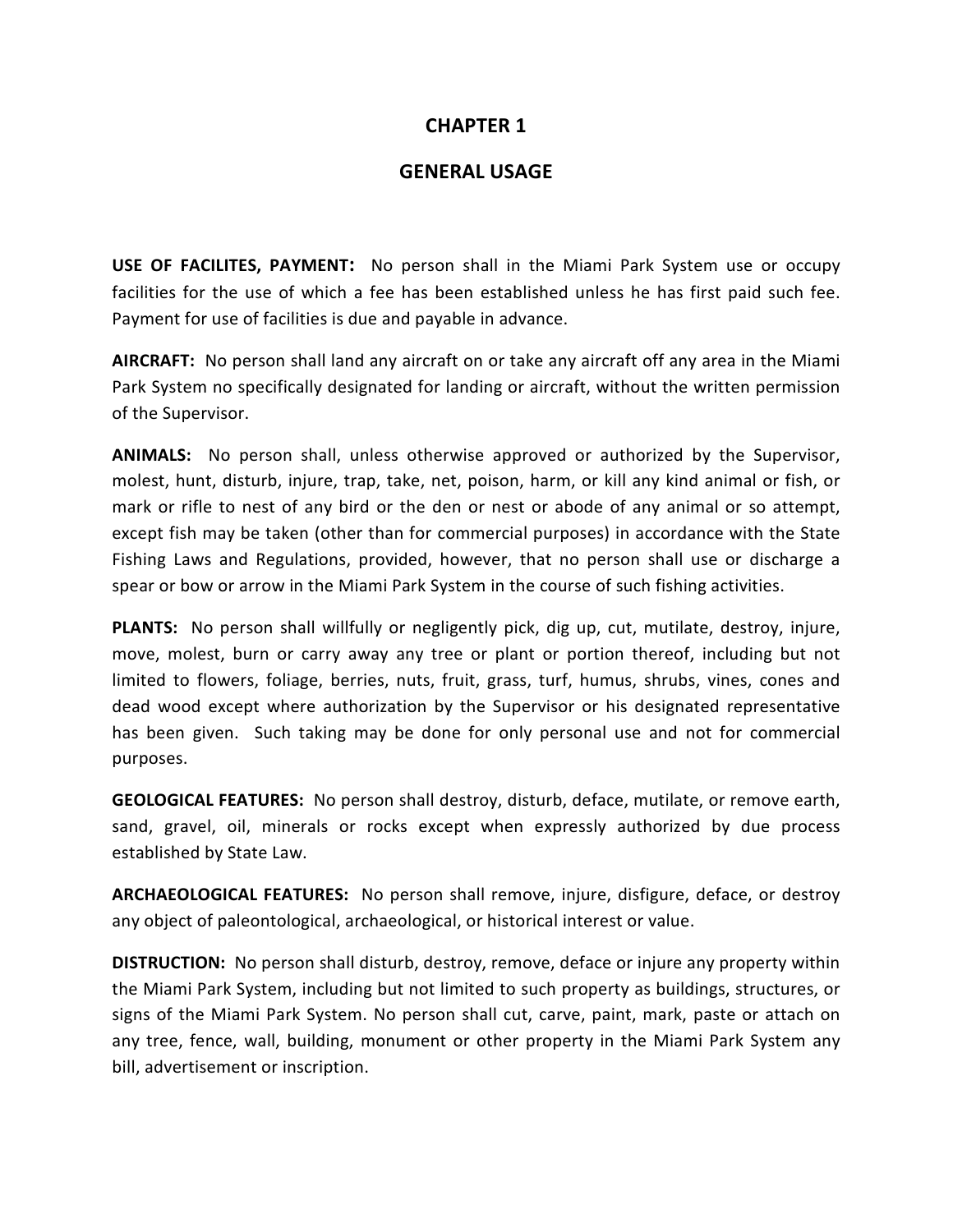# CHAPTER 1

## GENERAL USAGE

**USE OF FACILITES, PAYMENT:** No person shall in the Miami Park System use or occupy facilities for the use of which a fee has been established unless he has first paid such fee. Payment for use of facilities is due and payable in advance.

**AIRCRAFT:** No person shall land any aircraft on or take any aircraft off any area in the Miami Park System no specifically designated for landing or aircraft, without the written permission of the Supervisor.

**ANIMALS:** No person shall, unless otherwise approved or authorized by the Supervisor, molest, hunt, disturb, injure, trap, take, net, poison, harm, or kill any kind animal or fish, or mark or rifle to nest of any bird or the den or nest or abode of any animal or so attempt, except fish may be taken (other than for commercial purposes) in accordance with the State Fishing Laws and Regulations, provided, however, that no person shall use or discharge a spear or bow or arrow in the Miami Park System in the course of such fishing activities.

**PLANTS:** No person shall willfully or negligently pick, dig up, cut, mutilate, destroy, injure, move, molest, burn or carry away any tree or plant or portion thereof, including but not limited to flowers, foliage, berries, nuts, fruit, grass, turf, humus, shrubs, vines, cones and dead wood except where authorization by the Supervisor or his designated representative has been given. Such taking may be done for only personal use and not for commercial purposes.

**GEOLOGICAL FEATURES:** No person shall destroy, disturb, deface, mutilate, or remove earth, sand, gravel, oil, minerals or rocks except when expressly authorized by due process established by State Law.

**ARCHAEOLOGICAL FEATURES:** No person shall remove, injure, disfigure, deface, or destroy any object of paleontological, archaeological, or historical interest or value.

**DISTRUCTION:** No person shall disturb, destroy, remove, deface or injure any property within the Miami Park System, including but not limited to such property as buildings, structures, or signs of the Miami Park System. No person shall cut, carve, paint, mark, paste or attach on any tree, fence, wall, building, monument or other property in the Miami Park System any bill, advertisement or inscription.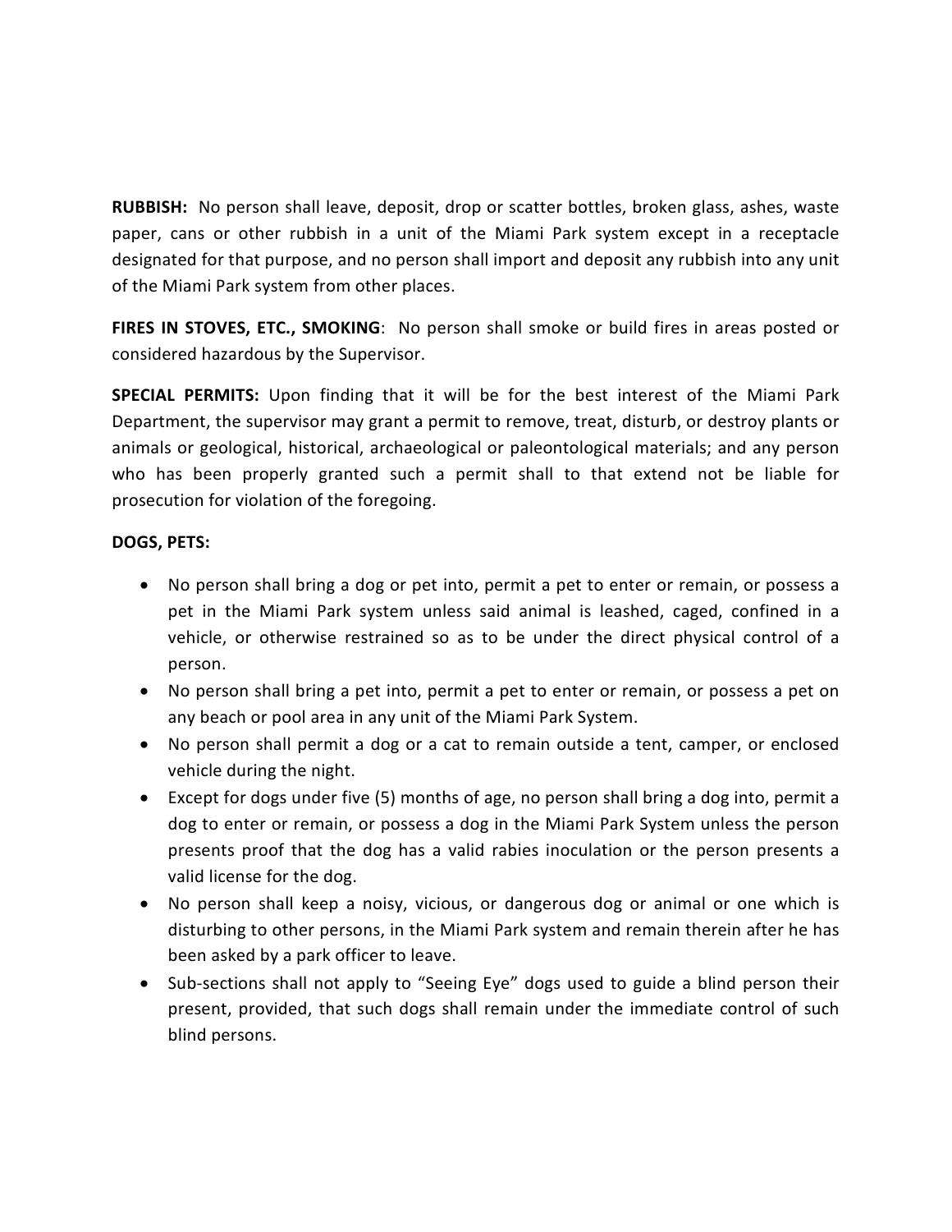**RUBBISH:** No person shall leave, deposit, drop or scatter bottles, broken glass, ashes, waste paper, cans or other rubbish in a unit of the Miami Park system except in a receptacle designated for that purpose, and no person shall import and deposit any rubbish into any unit of the Miami Park system from other places.

**FIRES IN STOVES, ETC., SMOKING**: No person shall smoke or build fires in areas posted or considered hazardous by the Supervisor.

**SPECIAL PERMITS:** Upon finding that it will be for the best interest of the Miami Park Department, the supervisor may grant a permit to remove, treat, disturb, or destroy plants or animals or geological, historical, archaeological or paleontological materials; and any person who has been properly granted such a permit shall to that extend not be liable for prosecution for violation of the foregoing.

**DOGS, PETS:**

- No person shall bring a dog or pet into, permit a pet to enter or remain, or possess a pet in the Miami Park system unless said animal is leashed, caged, confined in a vehicle, or otherwise restrained so as to be under the direct physical control of a person.
- No person shall bring a pet into, permit a pet to enter or remain, or possess a pet on any beach or pool area in any unit of the Miami Park System.
- No person shall permit a dog or a cat to remain outside a tent, camper, or enclosed vehicle during the night.
- Except for dogs under five (5) months of age, no person shall bring a dog into, permit a dog to enter or remain, or possess a dog in the Miami Park System unless the person presents proof that the dog has a valid rabies inoculation or the person presents a valid license for the dog.
- No person shall keep a noisy, vicious, or dangerous dog or animal or one which is disturbing to other persons, in the Miami Park system and remain therein after he has been asked by a park officer to leave.
- Sub-sections shall not apply to "Seeing Eye" dogs used to guide a blind person their present, provided, that such dogs shall remain under the immediate control of such blind persons.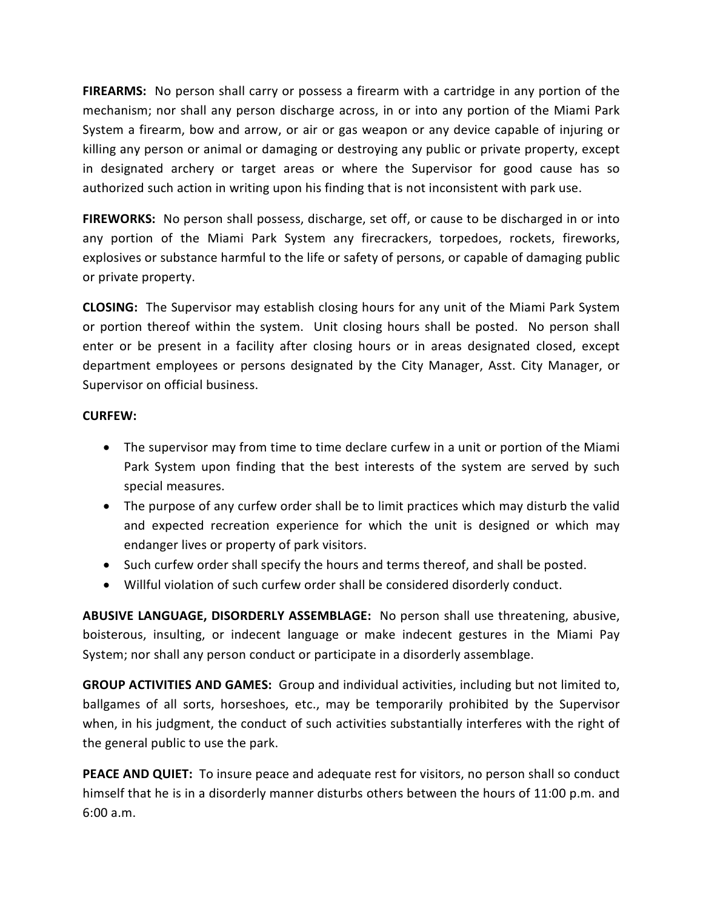**FIREARMS:** No person shall carry or possess a firearm with a cartridge in any portion of the mechanism; nor shall any person discharge across, in or into any portion of the Miami Park System a firearm, bow and arrow, or air or gas weapon or any device capable of injuring or killing any person or animal or damaging or destroying any public or private property, except in designated archery or target areas or where the Supervisor for good cause has so authorized such action in writing upon his finding that is not inconsistent with park use.

**FIREWORKS:** No person shall possess, discharge, set off, or cause to be discharged in or into any portion of the Miami Park System any firecrackers, torpedoes, rockets, fireworks, explosives or substance harmful to the life or safety of persons, or capable of damaging public or private property.

**CLOSING:** The Supervisor may establish closing hours for any unit of the Miami Park System or portion thereof within the system. Unit closing hours shall be posted. No person shall enter or be present in a facility after closing hours or in areas designated closed, except department employees or persons designated by the City Manager, Asst. City Manager, or Supervisor on official business.

**CURFEW:**

- The supervisor may from time to time declare curfew in a unit or portion of the Miami Park System upon finding that the best interests of the system are served by such special measures.
- The purpose of any curfew order shall be to limit practices which may disturb the valid and expected recreation experience for which the unit is designed or which may endanger lives or property of park visitors.
- Such curfew order shall specify the hours and terms thereof, and shall be posted.
- Willful violation of such curfew order shall be considered disorderly conduct.

**ABUSIVE LANGUAGE, DISORDERLY ASSEMBLAGE:** No person shall use threatening, abusive, boisterous, insulting, or indecent language or make indecent gestures in the Miami Pay System; nor shall any person conduct or participate in a disorderly assemblage.

**GROUP ACTIVITIES AND GAMES:** Group and individual activities, including but not limited to, ballgames of all sorts, horseshoes, etc., may be temporarily prohibited by the Supervisor when, in his judgment, the conduct of such activities substantially interferes with the right of the general public to use the park.

**PEACE AND QUIET:** To insure peace and adequate rest for visitors, no person shall so conduct himself that he is in a disorderly manner disturbs others between the hours of 11:00 p.m. and 6:00 a.m.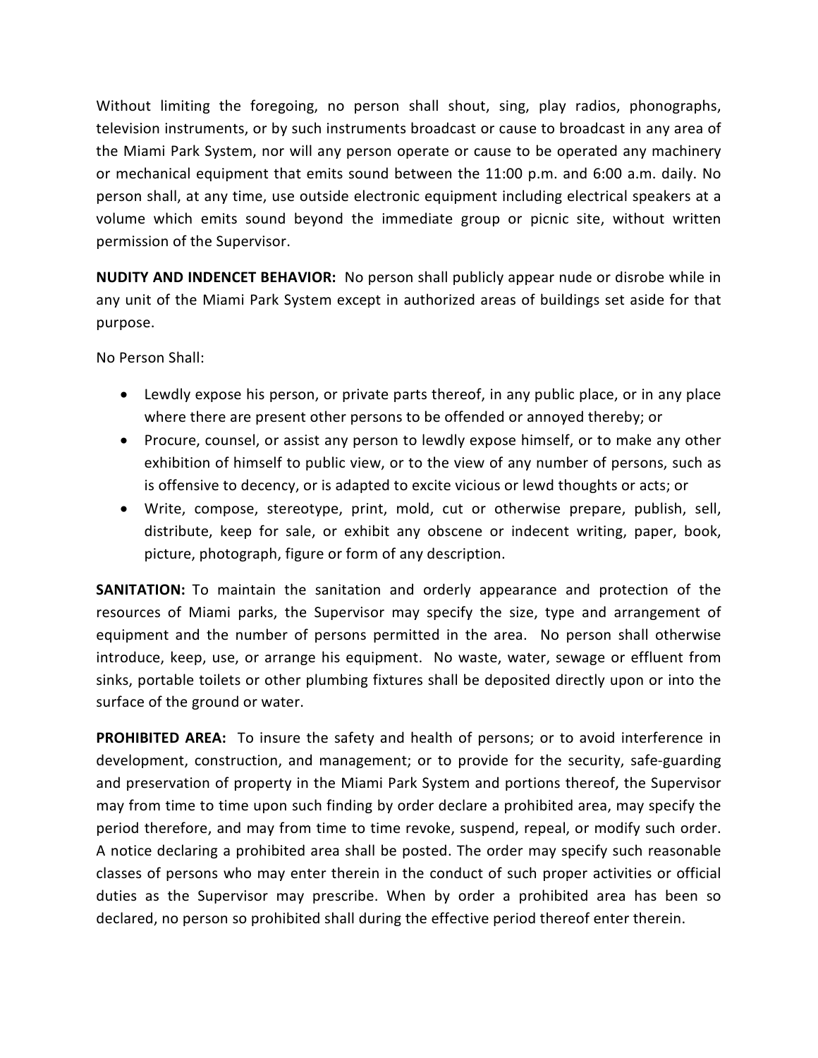Without limiting the foregoing, no person shall shout, sing, play radios, phonographs, television instruments, or by such instruments broadcast or cause to broadcast in any area of the Miami Park System, nor will any person operate or cause to be operated any machinery or mechanical equipment that emits sound between the 11:00 p.m. and 6:00 a.m. daily. No person shall, at any time, use outside electronic equipment including electrical speakers at a volume which emits sound beyond the immediate group or picnic site, without written permission of the Supervisor.

**NUDITY AND INDENCET BEHAVIOR:** No person shall publicly appear nude or disrobe while in any unit of the Miami Park System except in authorized areas of buildings set aside for that purpose.

No Person Shall:

- Lewdly expose his person, or private parts thereof, in any public place, or in any place where there are present other persons to be offended or annoyed thereby; or
- Procure, counsel, or assist any person to lewdly expose himself, or to make any other exhibition of himself to public view, or to the view of any number of persons, such as is offensive to decency, or is adapted to excite vicious or lewd thoughts or acts; or
- Write, compose, stereotype, print, mold, cut or otherwise prepare, publish, sell, distribute, keep for sale, or exhibit any obscene or indecent writing, paper, book, picture, photograph, figure or form of any description.

**SANITATION:** To maintain the sanitation and orderly appearance and protection of the resources of Miami parks, the Supervisor may specify the size, type and arrangement of equipment and the number of persons permitted in the area. No person shall otherwise introduce, keep, use, or arrange his equipment. No waste, water, sewage or effluent from sinks, portable toilets or other plumbing fixtures shall be deposited directly upon or into the surface of the ground or water.

**PROHIBITED AREA:** To insure the safety and health of persons; or to avoid interference in development, construction, and management; or to provide for the security, safe-guarding and preservation of property in the Miami Park System and portions thereof, the Supervisor may from time to time upon such finding by order declare a prohibited area, may specify the period therefore, and may from time to time revoke, suspend, repeal, or modify such order. A notice declaring a prohibited area shall be posted. The order may specify such reasonable classes of persons who may enter therein in the conduct of such proper activities or official duties as the Supervisor may prescribe. When by order a prohibited area has been so declared, no person so prohibited shall during the effective period thereof enter therein.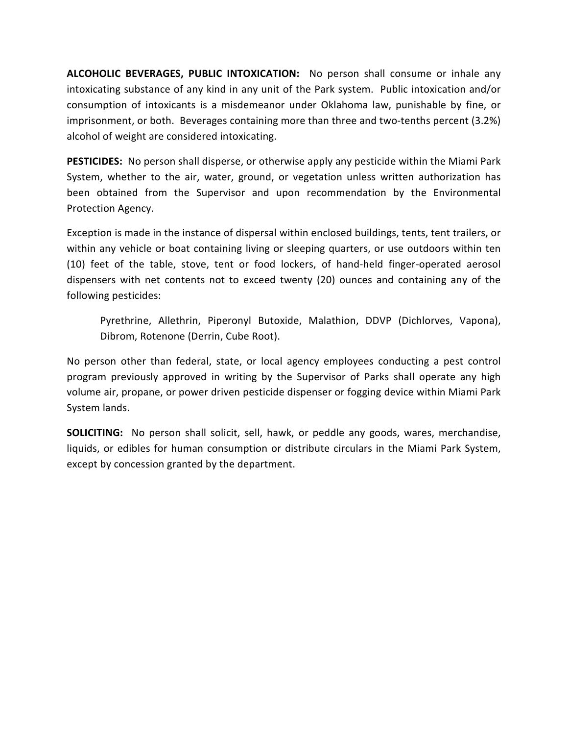**ALCOHOLIC BEVERAGES, PUBLIC INTOXICATION:** No person shall consume or inhale any intoxicating substance of any kind in any unit of the Park system. Public intoxication and/or consumption of intoxicants is a misdemeanor under Oklahoma law, punishable by fine, or imprisonment, or both. Beverages containing more than three and two-tenths percent (3.2%) alcohol of weight are considered intoxicating.

**PESTICIDES:** No person shall disperse, or otherwise apply any pesticide within the Miami Park System, whether to the air, water, ground, or vegetation unless written authorization has been obtained from the Supervisor and upon recommendation by the Environmental Protection Agency.

Exception is made in the instance of dispersal within enclosed buildings, tents, tent trailers, or within any vehicle or boat containing living or sleeping quarters, or use outdoors within ten (10) feet of the table, stove, tent or food lockers, of hand-held finger-operated aerosol dispensers with net contents not to exceed twenty (20) ounces and containing any of the following pesticides:

> Pyrethrine, Allethrin, Piperonyl Butoxide, Malathion, DDVP (Dichlorves, Vapona), Dibrom, Rotenone (Derrin, Cube Root).

No person other than federal, state, or local agency employees conducting a pest control program previously approved in writing by the Supervisor of Parks shall operate any high volume air, propane, or power driven pesticide dispenser or fogging device within Miami Park System lands.

**SOLICITING:** No person shall solicit, sell, hawk, or peddle any goods, wares, merchandise, liquids, or edibles for human consumption or distribute circulars in the Miami Park System, except by concession granted by the department.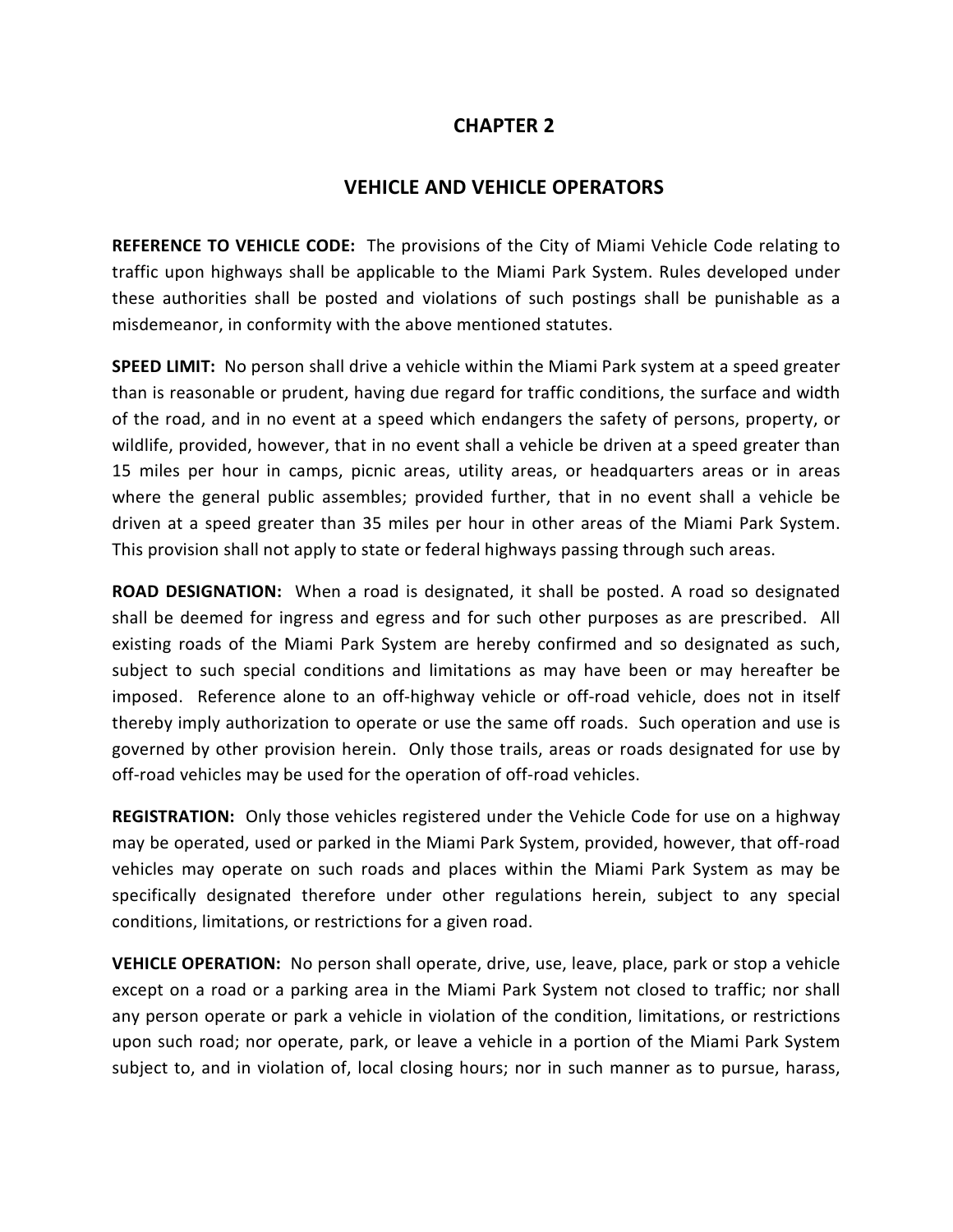# CHAPTER 2

## VEHICLE AND VEHICLE OPERATORS

**REFERENCE TO VEHICLE CODE:** The provisions of the City of Miami Vehicle Code relating to traffic upon highways shall be applicable to the Miami Park System. Rules developed under these authorities shall be posted and violations of such postings shall be punishable as a misdemeanor, in conformity with the above mentioned statutes.

**SPEED LIMIT:** No person shall drive a vehicle within the Miami Park system at a speed greater than is reasonable or prudent, having due regard for traffic conditions, the surface and width of the road, and in no event at a speed which endangers the safety of persons, property, or wildlife, provided, however, that in no event shall a vehicle be driven at a speed greater than 15 miles per hour in camps, picnic areas, utility areas, or headquarters areas or in areas where the general public assembles; provided further, that in no event shall a vehicle be driven at a speed greater than 35 miles per hour in other areas of the Miami Park System. This provision shall not apply to state or federal highways passing through such areas.

**ROAD DESIGNATION:** When a road is designated, it shall be posted. A road so designated shall be deemed for ingress and egress and for such other purposes as are prescribed. All existing roads of the Miami Park System are hereby confirmed and so designated as such, subject to such special conditions and limitations as may have been or may hereafter be imposed. Reference alone to an off-highway vehicle or off-road vehicle, does not in itself thereby imply authorization to operate or use the same off roads. Such operation and use is governed by other provision herein. Only those trails, areas or roads designated for use by off-road vehicles may be used for the operation of off-road vehicles.

**REGISTRATION:** Only those vehicles registered under the Vehicle Code for use on a highway may be operated, used or parked in the Miami Park System, provided, however, that off-road vehicles may operate on such roads and places within the Miami Park System as may be specifically designated therefore under other regulations herein, subject to any special conditions, limitations, or restrictions for a given road.

**VEHICLE OPERATION:** No person shall operate, drive, use, leave, place, park or stop a vehicle except on a road or a parking area in the Miami Park System not closed to traffic; nor shall any person operate or park a vehicle in violation of the condition, limitations, or restrictions upon such road; nor operate, park, or leave a vehicle in a portion of the Miami Park System subject to, and in violation of, local closing hours; nor in such manner as to pursue, harass,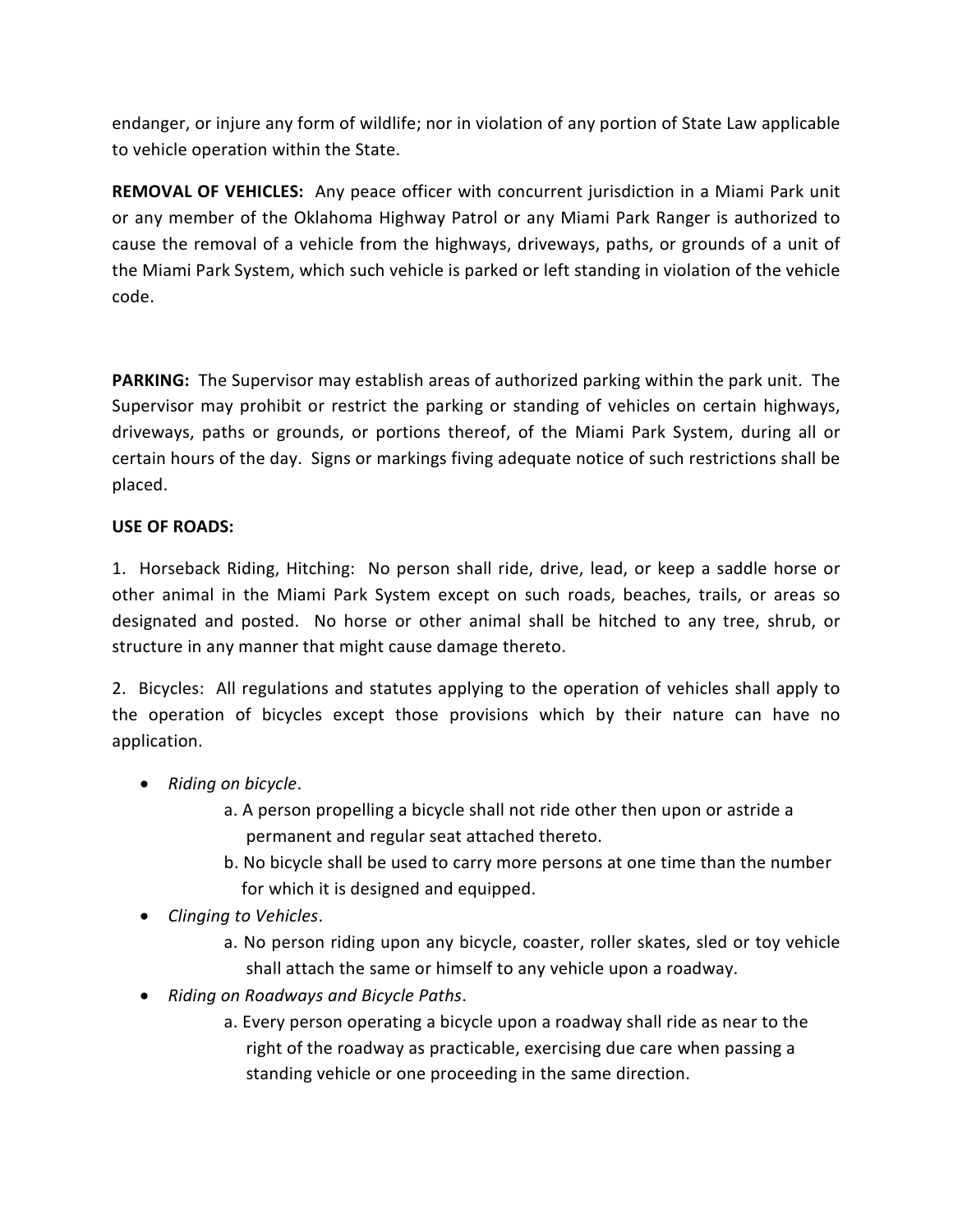endanger, or injure any form of wildlife; nor in violation of any portion of State Law applicable to vehicle operation within the State.

**REMOVAL OF VEHICLES:** Any peace officer with concurrent jurisdiction in a Miami Park unit or any member of the Oklahoma Highway Patrol or any Miami Park Ranger is authorized to cause the removal of a vehicle from the highways, driveways, paths, or grounds of a unit of the Miami Park System, which such vehicle is parked or left standing in violation of the vehicle code.

**PARKING:** The Supervisor may establish areas of authorized parking within the park unit. The Supervisor may prohibit or restrict the parking or standing of vehicles on certain highways, driveways, paths or grounds, or portions thereof, of the Miami Park System, during all or certain hours of the day. Signs or markings fiving adequate notice of such restrictions shall be placed.

**USE OF ROADS:**

1. Horseback Riding, Hitching: No person shall ride, drive, lead, or keep a saddle horse or other animal in the Miami Park System except on such roads, beaches, trails, or areas so designated and posted. No horse or other animal shall be hitched to any tree, shrub, or structure in any manner that might cause damage thereto.

2. Bicycles: All regulations and statutes applying to the operation of vehicles shall apply to the operation of bicycles except those provisions which by their nature can have no application.

- *Riding on bicycle*.
  - a. A person propelling a bicycle shall not ride other then upon or astride a permanent and regular seat attached thereto.
  - b. No bicycle shall be used to carry more persons at one time than the number for which it is designed and equipped.
- *Clinging to Vehicles*.
  - a. No person riding upon any bicycle, coaster, roller skates, sled or toy vehicle shall attach the same or himself to any vehicle upon a roadway.
- *Riding on Roadways and Bicycle Paths*.
  - a. Every person operating a bicycle upon a roadway shall ride as near to the right of the roadway as practicable, exercising due care when passing a standing vehicle or one proceeding in the same direction.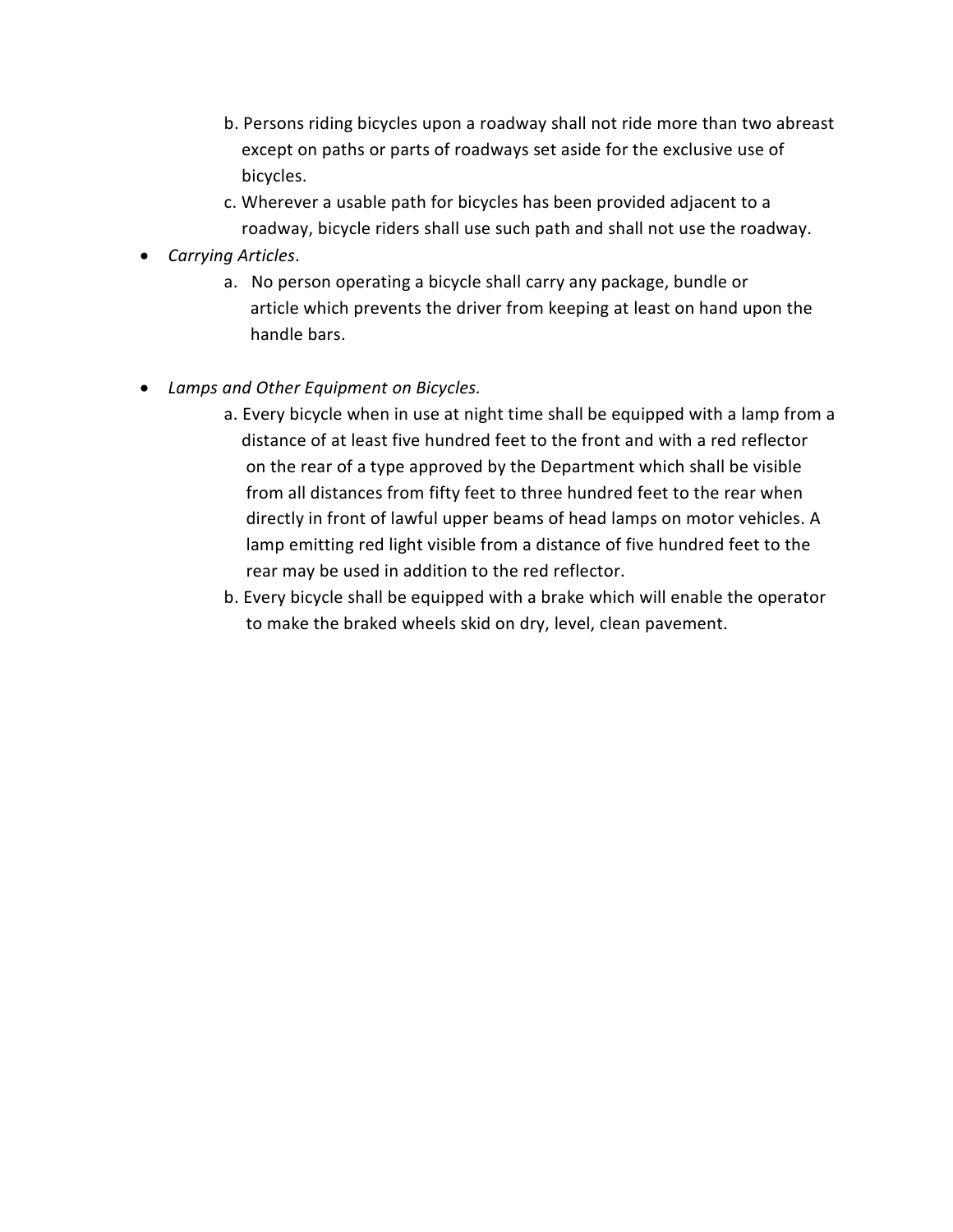b. Persons riding bicycles upon a roadway shall not ride more than two abreast except on paths or parts of roadways set aside for the exclusive use of bicycles.

c. Wherever a usable path for bicycles has been provided adjacent to a roadway, bicycle riders shall use such path and shall not use the roadway.

- *Carrying Articles*.

  a. No person operating a bicycle shall carry any package, bundle or article which prevents the driver from keeping at least on hand upon the handle bars.

- *Lamps and Other Equipment on Bicycles.*

  a. Every bicycle when in use at night time shall be equipped with a lamp from a distance of at least five hundred feet to the front and with a red reflector on the rear of a type approved by the Department which shall be visible from all distances from fifty feet to three hundred feet to the rear when directly in front of lawful upper beams of head lamps on motor vehicles. A lamp emitting red light visible from a distance of five hundred feet to the rear may be used in addition to the red reflector.

  b. Every bicycle shall be equipped with a brake which will enable the operator to make the braked wheels skid on dry, level, clean pavement.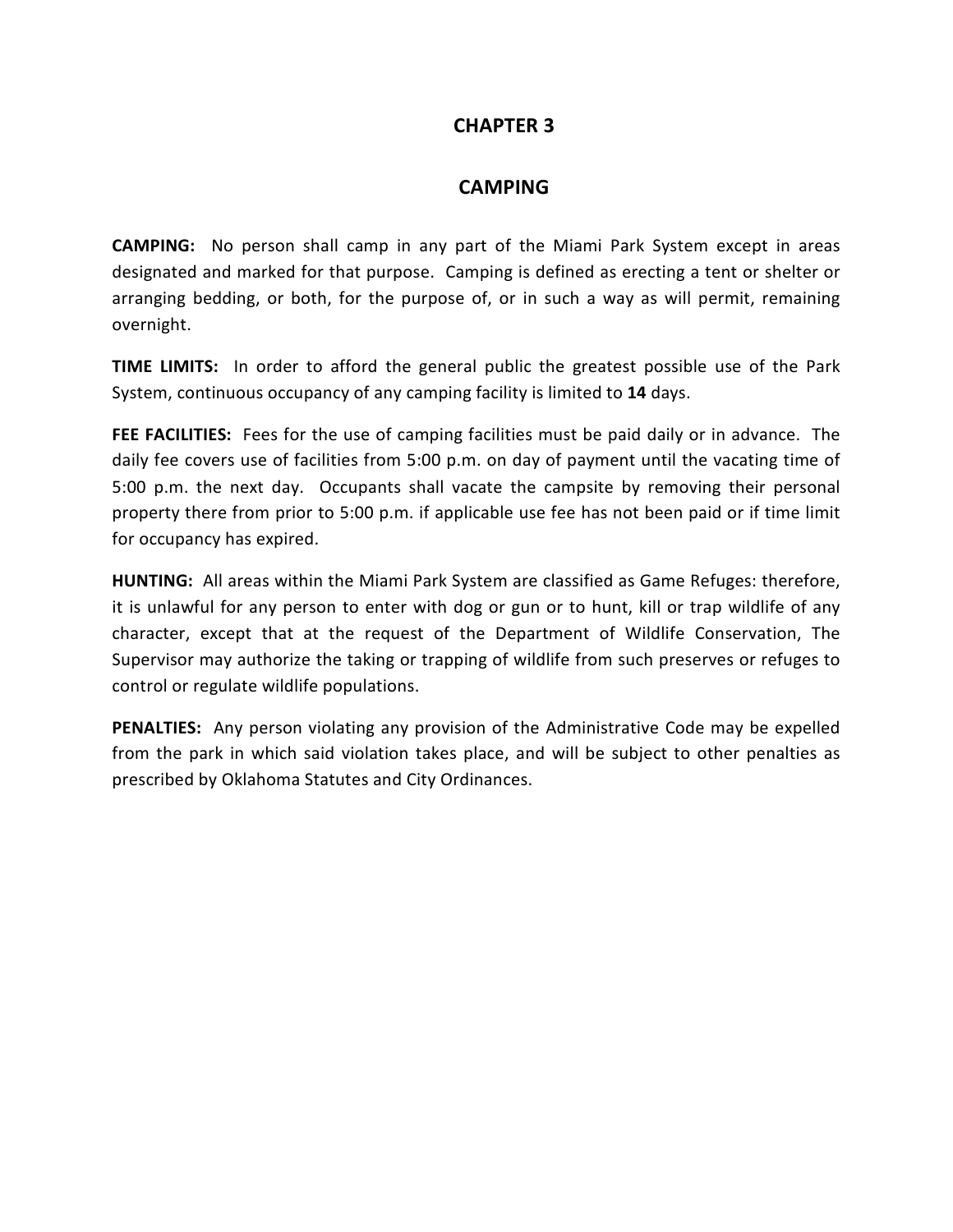# CHAPTER 3

## CAMPING

**CAMPING:** No person shall camp in any part of the Miami Park System except in areas designated and marked for that purpose. Camping is defined as erecting a tent or shelter or arranging bedding, or both, for the purpose of, or in such a way as will permit, remaining overnight.

**TIME LIMITS:** In order to afford the general public the greatest possible use of the Park System, continuous occupancy of any camping facility is limited to **14** days.

**FEE FACILITIES:** Fees for the use of camping facilities must be paid daily or in advance. The daily fee covers use of facilities from 5:00 p.m. on day of payment until the vacating time of 5:00 p.m. the next day. Occupants shall vacate the campsite by removing their personal property there from prior to 5:00 p.m. if applicable use fee has not been paid or if time limit for occupancy has expired.

**HUNTING:** All areas within the Miami Park System are classified as Game Refuges: therefore, it is unlawful for any person to enter with dog or gun or to hunt, kill or trap wildlife of any character, except that at the request of the Department of Wildlife Conservation, The Supervisor may authorize the taking or trapping of wildlife from such preserves or refuges to control or regulate wildlife populations.

**PENALTIES:** Any person violating any provision of the Administrative Code may be expelled from the park in which said violation takes place, and will be subject to other penalties as prescribed by Oklahoma Statutes and City Ordinances.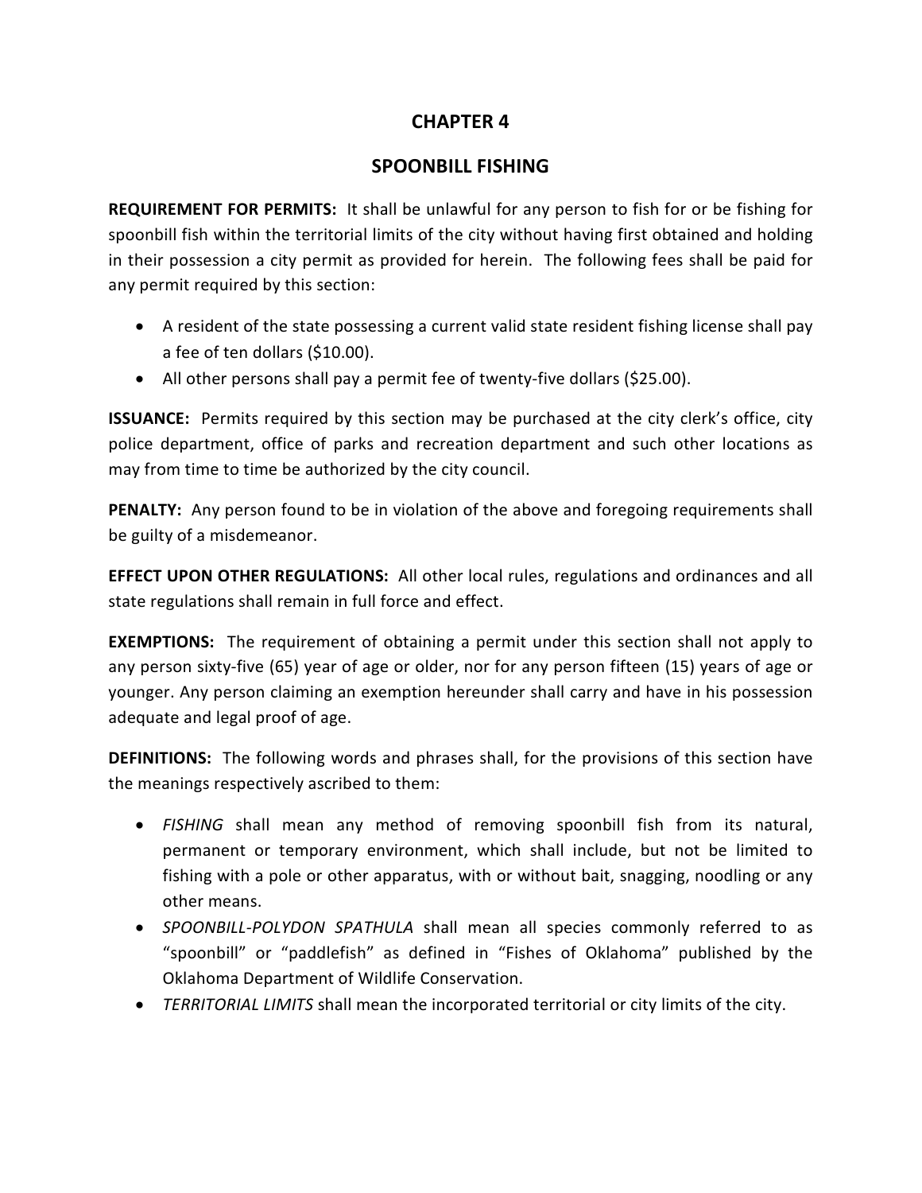# CHAPTER 4

## SPOONBILL FISHING

**REQUIREMENT FOR PERMITS:** It shall be unlawful for any person to fish for or be fishing for spoonbill fish within the territorial limits of the city without having first obtained and holding in their possession a city permit as provided for herein. The following fees shall be paid for any permit required by this section:

- A resident of the state possessing a current valid state resident fishing license shall pay a fee of ten dollars ($10.00).
- All other persons shall pay a permit fee of twenty-five dollars ($25.00).

**ISSUANCE:** Permits required by this section may be purchased at the city clerk's office, city police department, office of parks and recreation department and such other locations as may from time to time be authorized by the city council.

**PENALTY:** Any person found to be in violation of the above and foregoing requirements shall be guilty of a misdemeanor.

**EFFECT UPON OTHER REGULATIONS:** All other local rules, regulations and ordinances and all state regulations shall remain in full force and effect.

**EXEMPTIONS:** The requirement of obtaining a permit under this section shall not apply to any person sixty-five (65) year of age or older, nor for any person fifteen (15) years of age or younger. Any person claiming an exemption hereunder shall carry and have in his possession adequate and legal proof of age.

**DEFINITIONS:** The following words and phrases shall, for the provisions of this section have the meanings respectively ascribed to them:

- *FISHING* shall mean any method of removing spoonbill fish from its natural, permanent or temporary environment, which shall include, but not be limited to fishing with a pole or other apparatus, with or without bait, snagging, noodling or any other means.
- *SPOONBILL-POLYDON SPATHULA* shall mean all species commonly referred to as "spoonbill" or "paddlefish" as defined in "Fishes of Oklahoma" published by the Oklahoma Department of Wildlife Conservation.
- *TERRITORIAL LIMITS* shall mean the incorporated territorial or city limits of the city.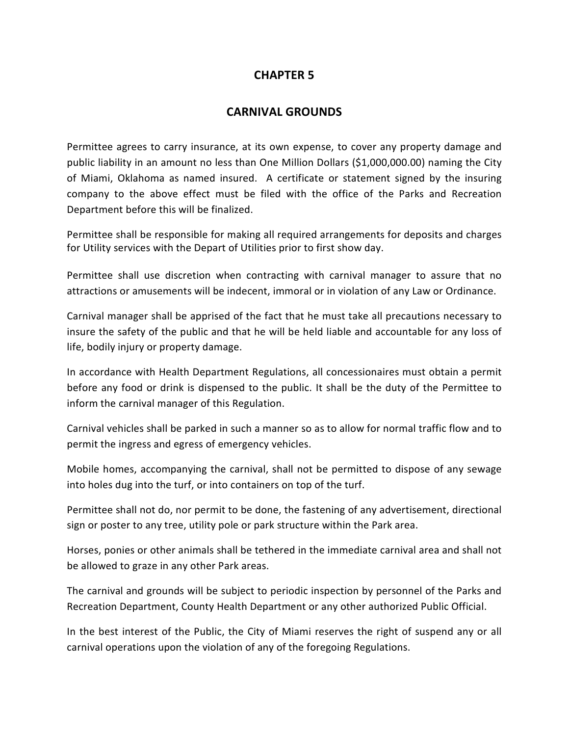# CHAPTER 5

## CARNIVAL GROUNDS

Permittee agrees to carry insurance, at its own expense, to cover any property damage and public liability in an amount no less than One Million Dollars ($1,000,000.00) naming the City of Miami, Oklahoma as named insured. A certificate or statement signed by the insuring company to the above effect must be filed with the office of the Parks and Recreation Department before this will be finalized.

Permittee shall be responsible for making all required arrangements for deposits and charges for Utility services with the Depart of Utilities prior to first show day.

Permittee shall use discretion when contracting with carnival manager to assure that no attractions or amusements will be indecent, immoral or in violation of any Law or Ordinance.

Carnival manager shall be apprised of the fact that he must take all precautions necessary to insure the safety of the public and that he will be held liable and accountable for any loss of life, bodily injury or property damage.

In accordance with Health Department Regulations, all concessionaires must obtain a permit before any food or drink is dispensed to the public. It shall be the duty of the Permittee to inform the carnival manager of this Regulation.

Carnival vehicles shall be parked in such a manner so as to allow for normal traffic flow and to permit the ingress and egress of emergency vehicles.

Mobile homes, accompanying the carnival, shall not be permitted to dispose of any sewage into holes dug into the turf, or into containers on top of the turf.

Permittee shall not do, nor permit to be done, the fastening of any advertisement, directional sign or poster to any tree, utility pole or park structure within the Park area.

Horses, ponies or other animals shall be tethered in the immediate carnival area and shall not be allowed to graze in any other Park areas.

The carnival and grounds will be subject to periodic inspection by personnel of the Parks and Recreation Department, County Health Department or any other authorized Public Official.

In the best interest of the Public, the City of Miami reserves the right of suspend any or all carnival operations upon the violation of any of the foregoing Regulations.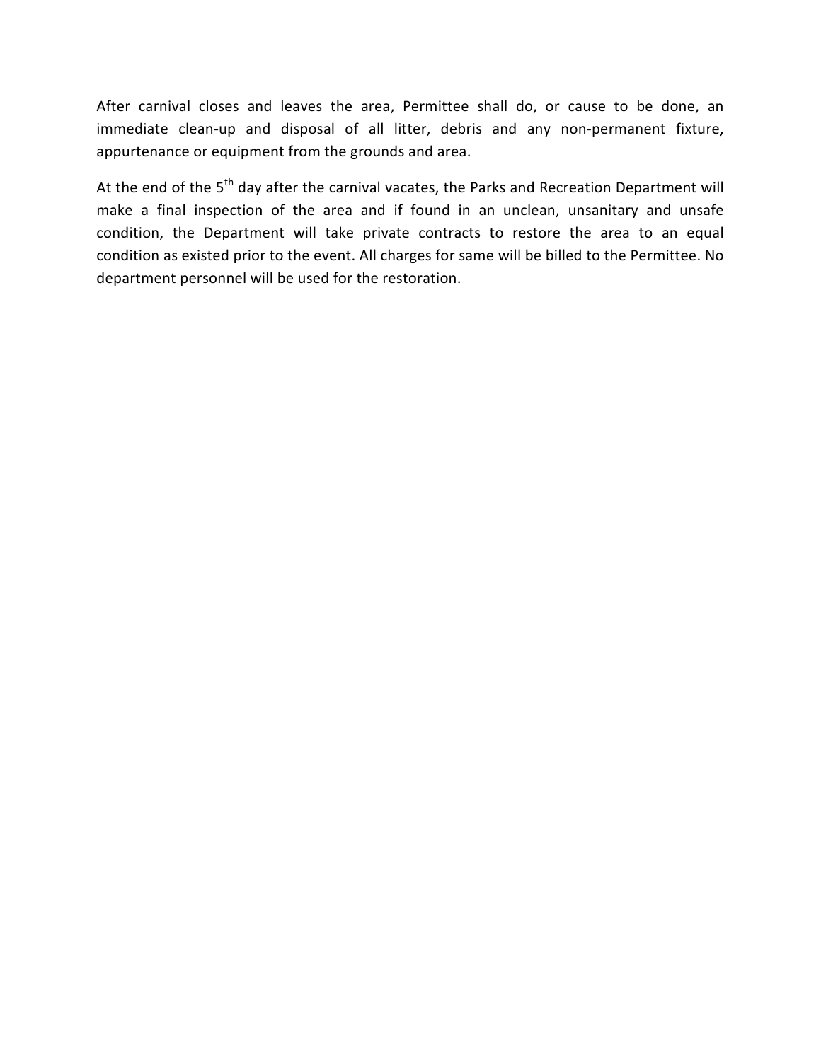After carnival closes and leaves the area, Permittee shall do, or cause to be done, an immediate clean-up and disposal of all litter, debris and any non-permanent fixture, appurtenance or equipment from the grounds and area.

At the end of the 5th day after the carnival vacates, the Parks and Recreation Department will make a final inspection of the area and if found in an unclean, unsanitary and unsafe condition, the Department will take private contracts to restore the area to an equal condition as existed prior to the event. All charges for same will be billed to the Permittee. No department personnel will be used for the restoration.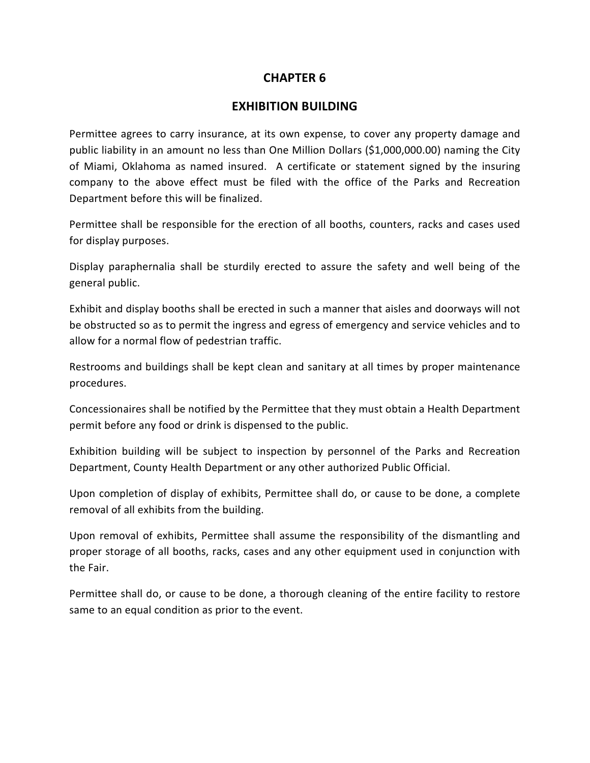# CHAPTER 6

## EXHIBITION BUILDING

Permittee agrees to carry insurance, at its own expense, to cover any property damage and public liability in an amount no less than One Million Dollars ($1,000,000.00) naming the City of Miami, Oklahoma as named insured. A certificate or statement signed by the insuring company to the above effect must be filed with the office of the Parks and Recreation Department before this will be finalized.

Permittee shall be responsible for the erection of all booths, counters, racks and cases used for display purposes.

Display paraphernalia shall be sturdily erected to assure the safety and well being of the general public.

Exhibit and display booths shall be erected in such a manner that aisles and doorways will not be obstructed so as to permit the ingress and egress of emergency and service vehicles and to allow for a normal flow of pedestrian traffic.

Restrooms and buildings shall be kept clean and sanitary at all times by proper maintenance procedures.

Concessionaires shall be notified by the Permittee that they must obtain a Health Department permit before any food or drink is dispensed to the public.

Exhibition building will be subject to inspection by personnel of the Parks and Recreation Department, County Health Department or any other authorized Public Official.

Upon completion of display of exhibits, Permittee shall do, or cause to be done, a complete removal of all exhibits from the building.

Upon removal of exhibits, Permittee shall assume the responsibility of the dismantling and proper storage of all booths, racks, cases and any other equipment used in conjunction with the Fair.

Permittee shall do, or cause to be done, a thorough cleaning of the entire facility to restore same to an equal condition as prior to the event.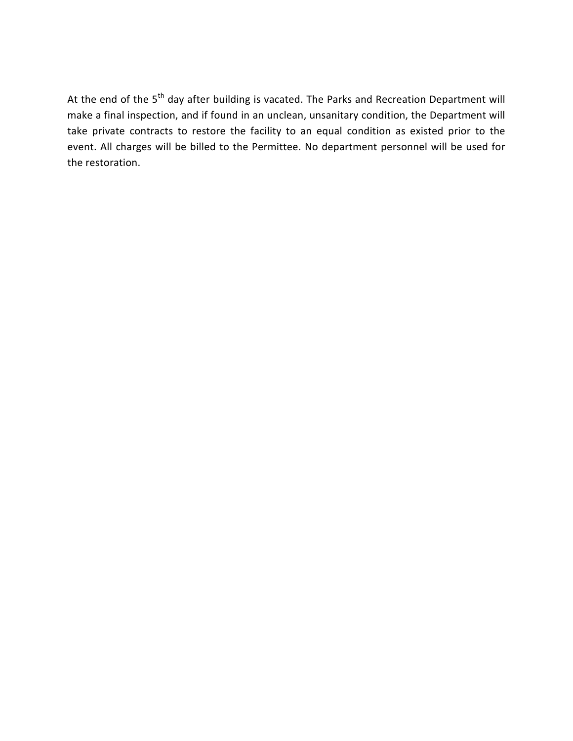At the end of the 5th day after building is vacated. The Parks and Recreation Department will make a final inspection, and if found in an unclean, unsanitary condition, the Department will take private contracts to restore the facility to an equal condition as existed prior to the event. All charges will be billed to the Permittee. No department personnel will be used for the restoration.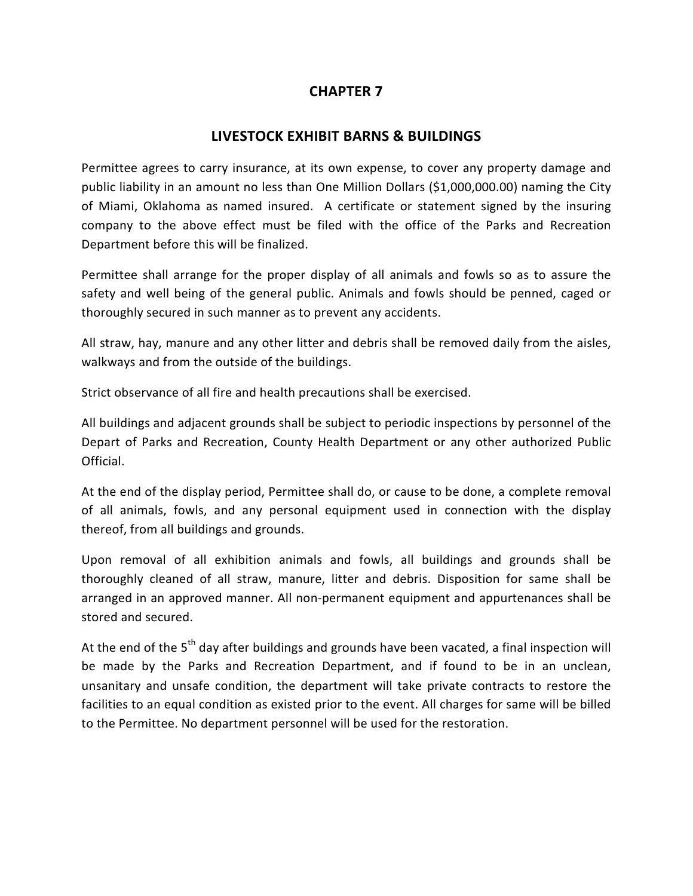# CHAPTER 7

## LIVESTOCK EXHIBIT BARNS & BUILDINGS

Permittee agrees to carry insurance, at its own expense, to cover any property damage and public liability in an amount no less than One Million Dollars ($1,000,000.00) naming the City of Miami, Oklahoma as named insured. A certificate or statement signed by the insuring company to the above effect must be filed with the office of the Parks and Recreation Department before this will be finalized.

Permittee shall arrange for the proper display of all animals and fowls so as to assure the safety and well being of the general public. Animals and fowls should be penned, caged or thoroughly secured in such manner as to prevent any accidents.

All straw, hay, manure and any other litter and debris shall be removed daily from the aisles, walkways and from the outside of the buildings.

Strict observance of all fire and health precautions shall be exercised.

All buildings and adjacent grounds shall be subject to periodic inspections by personnel of the Depart of Parks and Recreation, County Health Department or any other authorized Public Official.

At the end of the display period, Permittee shall do, or cause to be done, a complete removal of all animals, fowls, and any personal equipment used in connection with the display thereof, from all buildings and grounds.

Upon removal of all exhibition animals and fowls, all buildings and grounds shall be thoroughly cleaned of all straw, manure, litter and debris. Disposition for same shall be arranged in an approved manner. All non-permanent equipment and appurtenances shall be stored and secured.

At the end of the 5th day after buildings and grounds have been vacated, a final inspection will be made by the Parks and Recreation Department, and if found to be in an unclean, unsanitary and unsafe condition, the department will take private contracts to restore the facilities to an equal condition as existed prior to the event. All charges for same will be billed to the Permittee. No department personnel will be used for the restoration.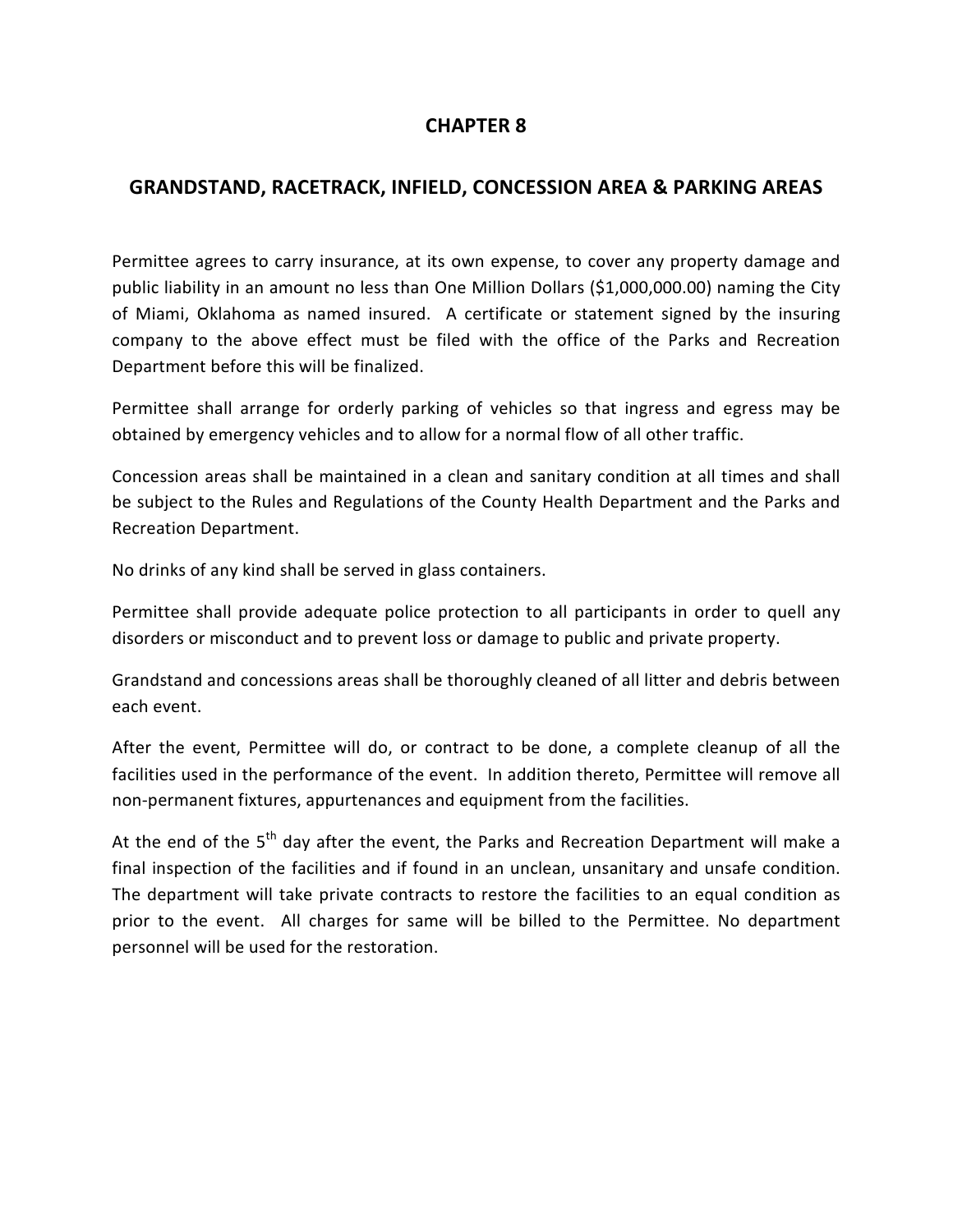# CHAPTER 8

## GRANDSTAND, RACETRACK, INFIELD, CONCESSION AREA & PARKING AREAS

Permittee agrees to carry insurance, at its own expense, to cover any property damage and public liability in an amount no less than One Million Dollars ($1,000,000.00) naming the City of Miami, Oklahoma as named insured. A certificate or statement signed by the insuring company to the above effect must be filed with the office of the Parks and Recreation Department before this will be finalized.

Permittee shall arrange for orderly parking of vehicles so that ingress and egress may be obtained by emergency vehicles and to allow for a normal flow of all other traffic.

Concession areas shall be maintained in a clean and sanitary condition at all times and shall be subject to the Rules and Regulations of the County Health Department and the Parks and Recreation Department.

No drinks of any kind shall be served in glass containers.

Permittee shall provide adequate police protection to all participants in order to quell any disorders or misconduct and to prevent loss or damage to public and private property.

Grandstand and concessions areas shall be thoroughly cleaned of all litter and debris between each event.

After the event, Permittee will do, or contract to be done, a complete cleanup of all the facilities used in the performance of the event. In addition thereto, Permittee will remove all non-permanent fixtures, appurtenances and equipment from the facilities.

At the end of the 5th day after the event, the Parks and Recreation Department will make a final inspection of the facilities and if found in an unclean, unsanitary and unsafe condition. The department will take private contracts to restore the facilities to an equal condition as prior to the event. All charges for same will be billed to the Permittee. No department personnel will be used for the restoration.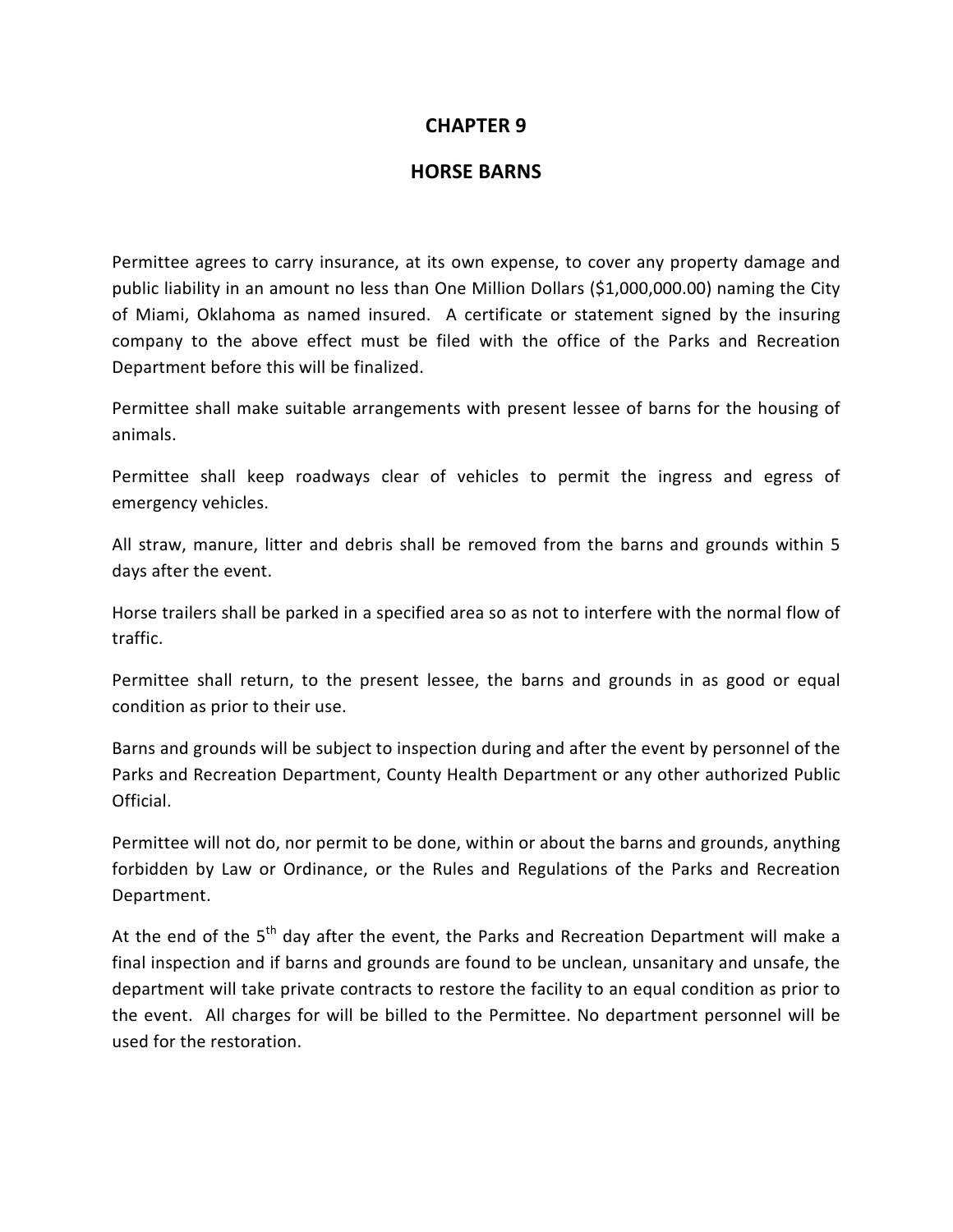# CHAPTER 9

# HORSE BARNS

Permittee agrees to carry insurance, at its own expense, to cover any property damage and public liability in an amount no less than One Million Dollars ($1,000,000.00) naming the City of Miami, Oklahoma as named insured. A certificate or statement signed by the insuring company to the above effect must be filed with the office of the Parks and Recreation Department before this will be finalized.

Permittee shall make suitable arrangements with present lessee of barns for the housing of animals.

Permittee shall keep roadways clear of vehicles to permit the ingress and egress of emergency vehicles.

All straw, manure, litter and debris shall be removed from the barns and grounds within 5 days after the event.

Horse trailers shall be parked in a specified area so as not to interfere with the normal flow of traffic.

Permittee shall return, to the present lessee, the barns and grounds in as good or equal condition as prior to their use.

Barns and grounds will be subject to inspection during and after the event by personnel of the Parks and Recreation Department, County Health Department or any other authorized Public Official.

Permittee will not do, nor permit to be done, within or about the barns and grounds, anything forbidden by Law or Ordinance, or the Rules and Regulations of the Parks and Recreation Department.

At the end of the 5th day after the event, the Parks and Recreation Department will make a final inspection and if barns and grounds are found to be unclean, unsanitary and unsafe, the department will take private contracts to restore the facility to an equal condition as prior to the event. All charges for will be billed to the Permittee. No department personnel will be used for the restoration.